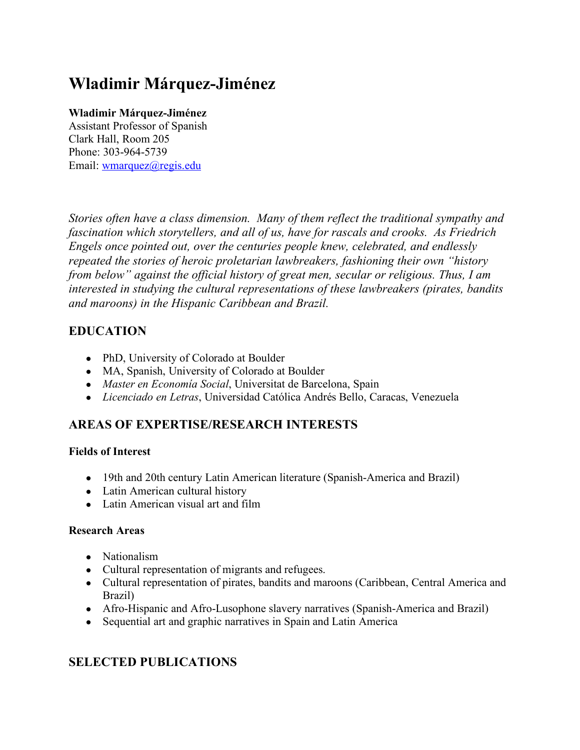# Wladimir Márquez-Jiménez

**Wladimir Márquez-Jiménez**
Assistant Professor of Spanish
Clark Hall, Room 205
Phone: 303-964-5739
Email: wmarquez@regis.edu

*Stories often have a class dimension. Many of them reflect the traditional sympathy and fascination which storytellers, and all of us, have for rascals and crooks. As Friedrich Engels once pointed out, over the centuries people knew, celebrated, and endlessly repeated the stories of heroic proletarian lawbreakers, fashioning their own "history from below" against the official history of great men, secular or religious. Thus, I am interested in studying the cultural representations of these lawbreakers (pirates, bandits and maroons) in the Hispanic Caribbean and Brazil.*

## EDUCATION

- PhD, University of Colorado at Boulder
- MA, Spanish, University of Colorado at Boulder
- *Master en Economía Social*, Universitat de Barcelona, Spain
- *Licenciado en Letras*, Universidad Católica Andrés Bello, Caracas, Venezuela

## AREAS OF EXPERTISE/RESEARCH INTERESTS

**Fields of Interest**

- 19th and 20th century Latin American literature (Spanish-America and Brazil)
- Latin American cultural history
- Latin American visual art and film

**Research Areas**

- Nationalism
- Cultural representation of migrants and refugees.
- Cultural representation of pirates, bandits and maroons (Caribbean, Central America and Brazil)
- Afro-Hispanic and Afro-Lusophone slavery narratives (Spanish-America and Brazil)
- Sequential art and graphic narratives in Spain and Latin America

## SELECTED PUBLICATIONS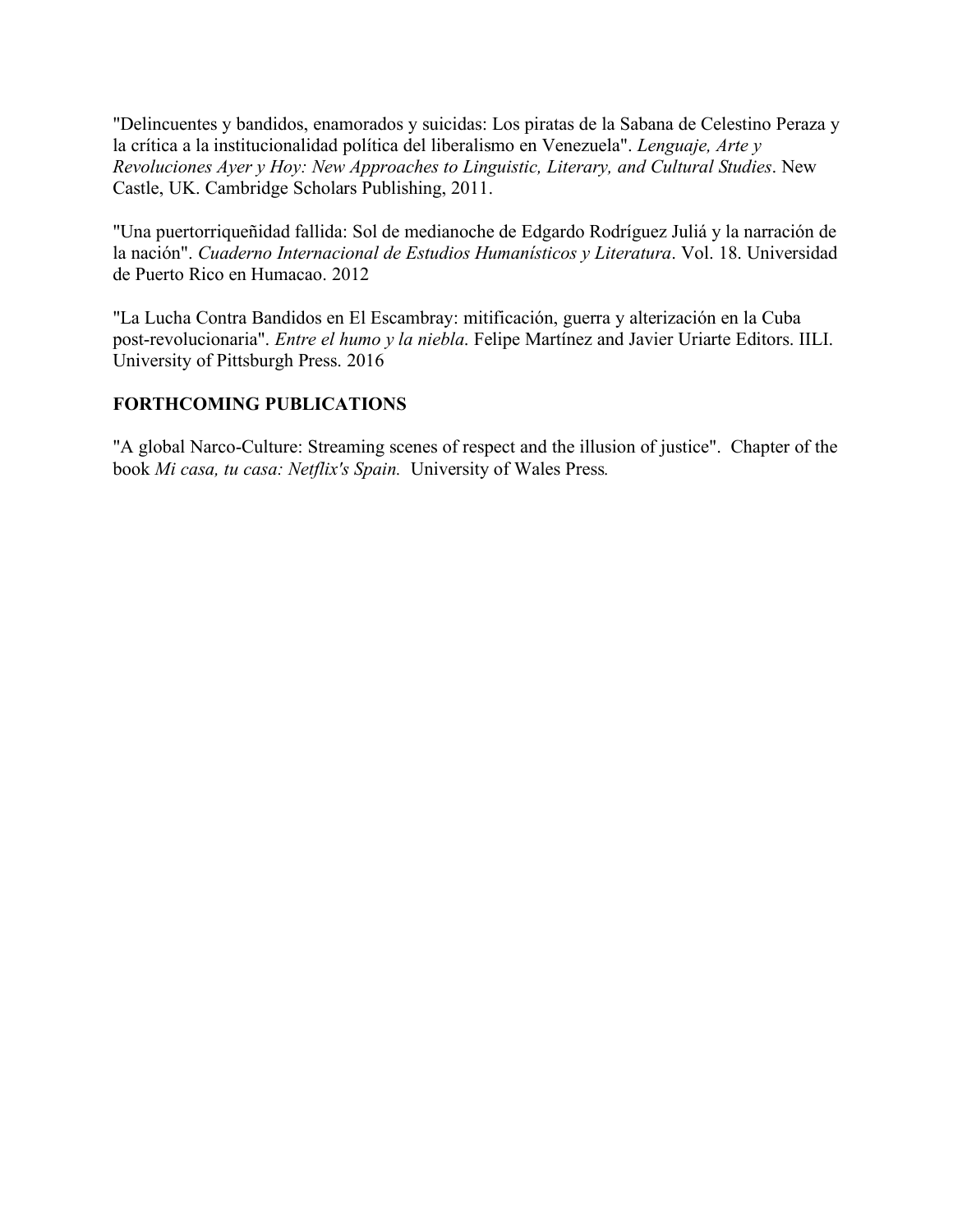"Delincuentes y bandidos, enamorados y suicidas: Los piratas de la Sabana de Celestino Peraza y la crítica a la institucionalidad política del liberalismo en Venezuela". *Lenguaje, Arte y Revoluciones Ayer y Hoy: New Approaches to Linguistic, Literary, and Cultural Studies*. New Castle, UK. Cambridge Scholars Publishing, 2011.

"Una puertorriqueñidad fallida: Sol de medianoche de Edgardo Rodríguez Juliá y la narración de la nación". *Cuaderno Internacional de Estudios Humanísticos y Literatura*. Vol. 18. Universidad de Puerto Rico en Humacao. 2012

"La Lucha Contra Bandidos en El Escambray: mitificación, guerra y alterización en la Cuba post-revolucionaria". *Entre el humo y la niebla*. Felipe Martínez and Javier Uriarte Editors. IILI. University of Pittsburgh Press. 2016

**FORTHCOMING PUBLICATIONS**

"A global Narco-Culture: Streaming scenes of respect and the illusion of justice". Chapter of the book *Mi casa, tu casa: Netflix's Spain.* University of Wales Press.